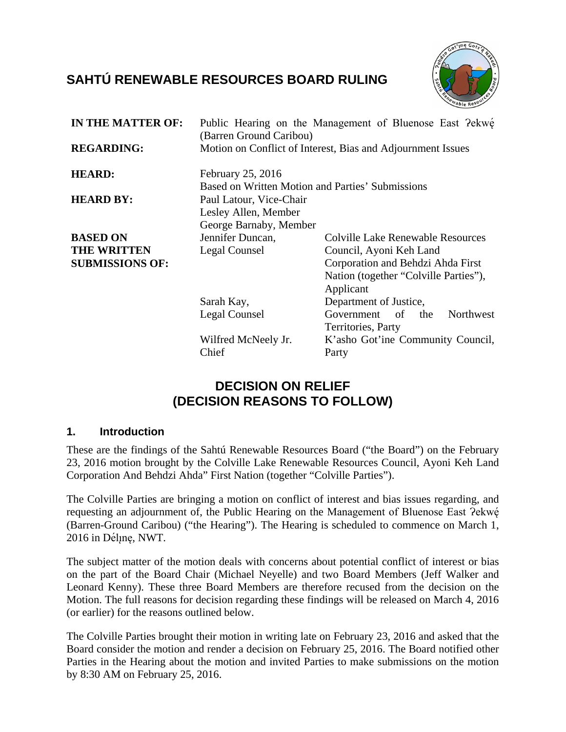# SAHTÚ RENEWABLE RESOURCES BOARD RULING

| | | |
|---|---|---|
| **IN THE MATTER OF:** | Public Hearing on the Management of Bluenose East ʔekwę́ (Barren Ground Caribou) | |
| **REGARDING:** | Motion on Conflict of Interest, Bias and Adjournment Issues | |
| **HEARD:** | February 25, 2016<br>Based on Written Motion and Parties' Submissions | |
| **HEARD BY:** | Paul Latour, Vice-Chair<br>Lesley Allen, Member<br>George Barnaby, Member | |
| **BASED ON THE WRITTEN SUBMISSIONS OF:** | Jennifer Duncan, Legal Counsel | Colville Lake Renewable Resources Council, Ayoni Keh Land Corporation and Behdzi Ahda First Nation (together "Colville Parties"), Applicant |
| | Sarah Kay, Legal Counsel | Department of Justice, Government of the Northwest Territories, Party |
| | Wilfred McNeely Jr. Chief | K'asho Got'ine Community Council, Party |

## DECISION ON RELIEF
## (DECISION REASONS TO FOLLOW)

### 1. Introduction

These are the findings of the Sahtú Renewable Resources Board ("the Board") on the February 23, 2016 motion brought by the Colville Lake Renewable Resources Council, Ayoni Keh Land Corporation And Behdzi Ahda" First Nation (together "Colville Parties").

The Colville Parties are bringing a motion on conflict of interest and bias issues regarding, and requesting an adjournment of, the Public Hearing on the Management of Bluenose East ʔekwę́ (Barren-Ground Caribou) ("the Hearing"). The Hearing is scheduled to commence on March 1, 2016 in Délı̨nę, NWT.

The subject matter of the motion deals with concerns about potential conflict of interest or bias on the part of the Board Chair (Michael Neyelle) and two Board Members (Jeff Walker and Leonard Kenny). These three Board Members are therefore recused from the decision on the Motion. The full reasons for decision regarding these findings will be released on March 4, 2016 (or earlier) for the reasons outlined below.

The Colville Parties brought their motion in writing late on February 23, 2016 and asked that the Board consider the motion and render a decision on February 25, 2016. The Board notified other Parties in the Hearing about the motion and invited Parties to make submissions on the motion by 8:30 AM on February 25, 2016.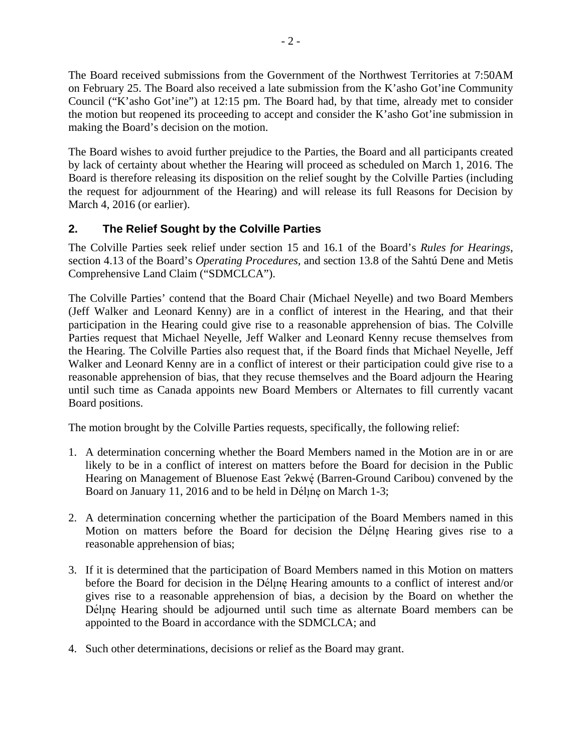The Board received submissions from the Government of the Northwest Territories at 7:50AM on February 25. The Board also received a late submission from the K'asho Got'ine Community Council ("K'asho Got'ine") at 12:15 pm. The Board had, by that time, already met to consider the motion but reopened its proceeding to accept and consider the K'asho Got'ine submission in making the Board's decision on the motion.

The Board wishes to avoid further prejudice to the Parties, the Board and all participants created by lack of certainty about whether the Hearing will proceed as scheduled on March 1, 2016. The Board is therefore releasing its disposition on the relief sought by the Colville Parties (including the request for adjournment of the Hearing) and will release its full Reasons for Decision by March 4, 2016 (or earlier).

## 2. The Relief Sought by the Colville Parties

The Colville Parties seek relief under section 15 and 16.1 of the Board's *Rules for Hearings*, section 4.13 of the Board's *Operating Procedures*, and section 13.8 of the Sahtú Dene and Metis Comprehensive Land Claim ("SDMCLCA").

The Colville Parties' contend that the Board Chair (Michael Neyelle) and two Board Members (Jeff Walker and Leonard Kenny) are in a conflict of interest in the Hearing, and that their participation in the Hearing could give rise to a reasonable apprehension of bias. The Colville Parties request that Michael Neyelle, Jeff Walker and Leonard Kenny recuse themselves from the Hearing. The Colville Parties also request that, if the Board finds that Michael Neyelle, Jeff Walker and Leonard Kenny are in a conflict of interest or their participation could give rise to a reasonable apprehension of bias, that they recuse themselves and the Board adjourn the Hearing until such time as Canada appoints new Board Members or Alternates to fill currently vacant Board positions.

The motion brought by the Colville Parties requests, specifically, the following relief:

1. A determination concerning whether the Board Members named in the Motion are in or are likely to be in a conflict of interest on matters before the Board for decision in the Public Hearing on Management of Bluenose East ʔekwę́ (Barren-Ground Caribou) convened by the Board on January 11, 2016 and to be held in Délı̨nę on March 1-3;

2. A determination concerning whether the participation of the Board Members named in this Motion on matters before the Board for decision the Délı̨nę Hearing gives rise to a reasonable apprehension of bias;

3. If it is determined that the participation of Board Members named in this Motion on matters before the Board for decision in the Délı̨nę Hearing amounts to a conflict of interest and/or gives rise to a reasonable apprehension of bias, a decision by the Board on whether the Délı̨nę Hearing should be adjourned until such time as alternate Board members can be appointed to the Board in accordance with the SDMCLCA; and

4. Such other determinations, decisions or relief as the Board may grant.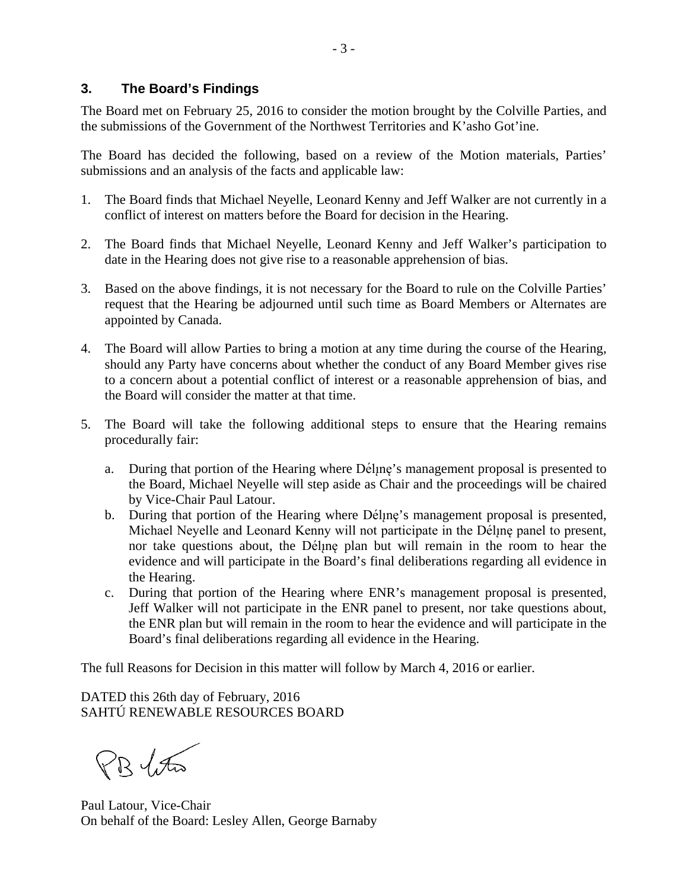## 3. The Board's Findings

The Board met on February 25, 2016 to consider the motion brought by the Colville Parties, and the submissions of the Government of the Northwest Territories and K'asho Got'ine.

The Board has decided the following, based on a review of the Motion materials, Parties' submissions and an analysis of the facts and applicable law:

1. The Board finds that Michael Neyelle, Leonard Kenny and Jeff Walker are not currently in a conflict of interest on matters before the Board for decision in the Hearing.
2. The Board finds that Michael Neyelle, Leonard Kenny and Jeff Walker's participation to date in the Hearing does not give rise to a reasonable apprehension of bias.
3. Based on the above findings, it is not necessary for the Board to rule on the Colville Parties' request that the Hearing be adjourned until such time as Board Members or Alternates are appointed by Canada.
4. The Board will allow Parties to bring a motion at any time during the course of the Hearing, should any Party have concerns about whether the conduct of any Board Member gives rise to a concern about a potential conflict of interest or a reasonable apprehension of bias, and the Board will consider the matter at that time.
5. The Board will take the following additional steps to ensure that the Hearing remains procedurally fair:
   a. During that portion of the Hearing where Délı̨nę's management proposal is presented to the Board, Michael Neyelle will step aside as Chair and the proceedings will be chaired by Vice-Chair Paul Latour.
   b. During that portion of the Hearing where Délı̨nę's management proposal is presented, Michael Neyelle and Leonard Kenny will not participate in the Délı̨nę panel to present, nor take questions about, the Délı̨nę plan but will remain in the room to hear the evidence and will participate in the Board's final deliberations regarding all evidence in the Hearing.
   c. During that portion of the Hearing where ENR's management proposal is presented, Jeff Walker will not participate in the ENR panel to present, nor take questions about, the ENR plan but will remain in the room to hear the evidence and will participate in the Board's final deliberations regarding all evidence in the Hearing.

The full Reasons for Decision in this matter will follow by March 4, 2016 or earlier.

DATED this 26th day of February, 2016
SAHTÚ RENEWABLE RESOURCES BOARD

Paul Latour, Vice-Chair
On behalf of the Board: Lesley Allen, George Barnaby